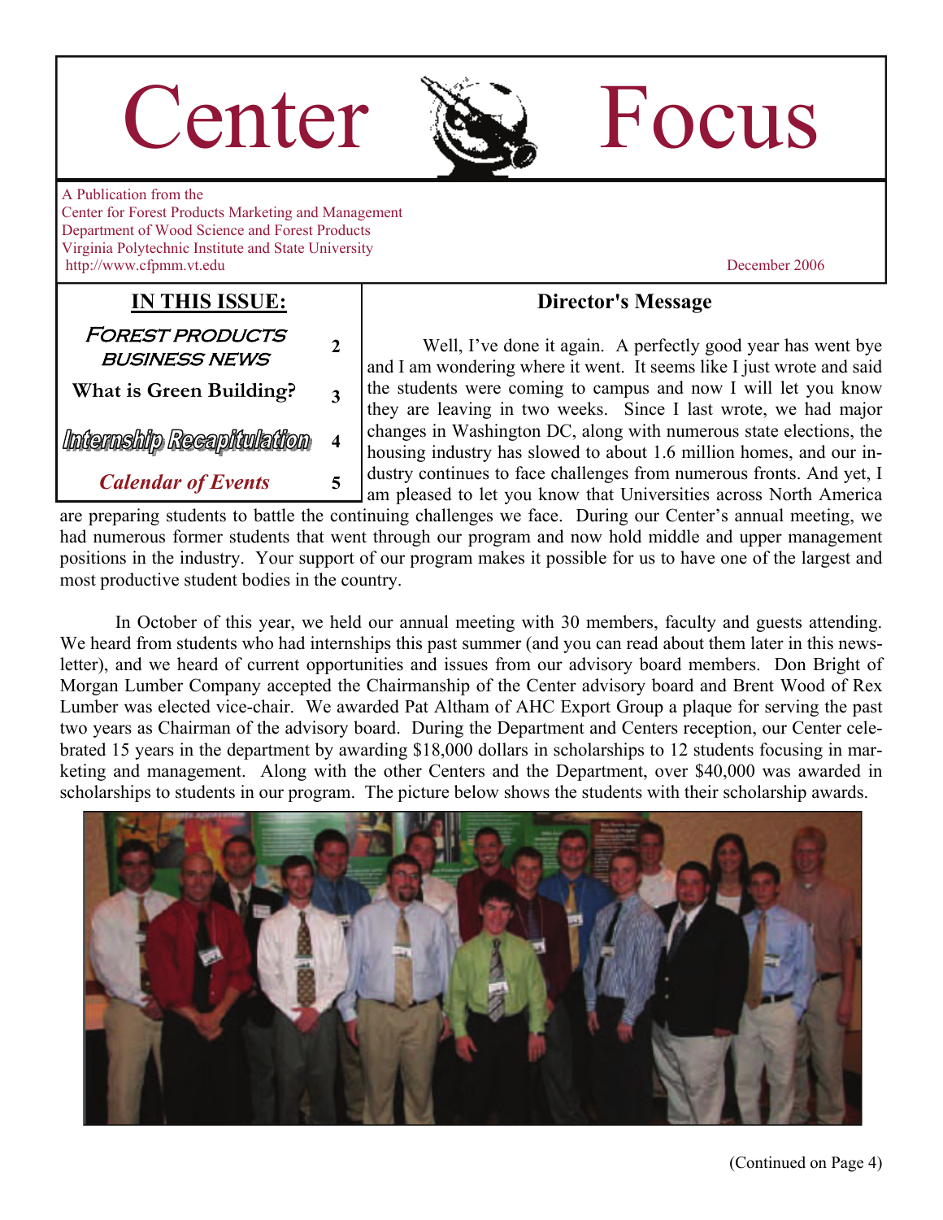# Center Focus

A Publication from the
Center for Forest Products Marketing and Management
Department of Wood Science and Forest Products
Virginia Polytechnic Institute and State University
http://www.cfpmm.vt.edu

December 2006

## IN THIS ISSUE:

| | |
|---|---|
| Forest Products Business News | 2 |
| What is Green Building? | 3 |
| Internship Recapitulation | 4 |
| *Calendar of Events* | 5 |

## Director's Message

Well, I've done it again. A perfectly good year has went bye and I am wondering where it went. It seems like I just wrote and said the students were coming to campus and now I will let you know they are leaving in two weeks. Since I last wrote, we had major changes in Washington DC, along with numerous state elections, the housing industry has slowed to about 1.6 million homes, and our industry continues to face challenges from numerous fronts. And yet, I am pleased to let you know that Universities across North America are preparing students to battle the continuing challenges we face. During our Center's annual meeting, we had numerous former students that went through our program and now hold middle and upper management positions in the industry. Your support of our program makes it possible for us to have one of the largest and most productive student bodies in the country.

In October of this year, we held our annual meeting with 30 members, faculty and guests attending. We heard from students who had internships this past summer (and you can read about them later in this newsletter), and we heard of current opportunities and issues from our advisory board members. Don Bright of Morgan Lumber Company accepted the Chairmanship of the Center advisory board and Brent Wood of Rex Lumber was elected vice-chair. We awarded Pat Altham of AHC Export Group a plaque for serving the past two years as Chairman of the advisory board. During the Department and Centers reception, our Center celebrated 15 years in the department by awarding $18,000 dollars in scholarships to 12 students focusing in marketing and management. Along with the other Centers and the Department, over $40,000 was awarded in scholarships to students in our program. The picture below shows the students with their scholarship awards.

(Continued on Page 4)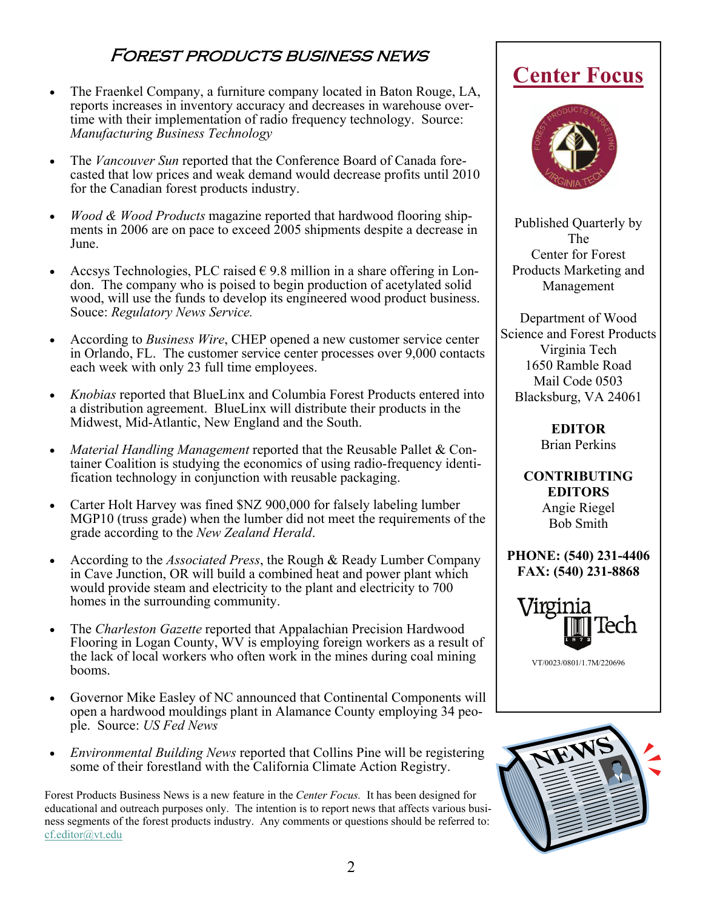## Forest Products Business News

- The Fraenkel Company, a furniture company located in Baton Rouge, LA, reports increases in inventory accuracy and decreases in warehouse overtime with their implementation of radio frequency technology. Source: *Manufacturing Business Technology*
- The *Vancouver Sun* reported that the Conference Board of Canada forecasted that low prices and weak demand would decrease profits until 2010 for the Canadian forest products industry.
- *Wood & Wood Products* magazine reported that hardwood flooring shipments in 2006 are on pace to exceed 2005 shipments despite a decrease in June.
- Accsys Technologies, PLC raised € 9.8 million in a share offering in London. The company who is poised to begin production of acetylated solid wood, will use the funds to develop its engineered wood product business. Souce: *Regulatory News Service.*
- According to *Business Wire*, CHEP opened a new customer service center in Orlando, FL. The customer service center processes over 9,000 contacts each week with only 23 full time employees.
- *Knobias* reported that BlueLinx and Columbia Forest Products entered into a distribution agreement. BlueLinx will distribute their products in the Midwest, Mid-Atlantic, New England and the South.
- *Material Handling Management* reported that the Reusable Pallet & Container Coalition is studying the economics of using radio-frequency identification technology in conjunction with reusable packaging.
- Carter Holt Harvey was fined $NZ 900,000 for falsely labeling lumber MGP10 (truss grade) when the lumber did not meet the requirements of the grade according to the *New Zealand Herald*.
- According to the *Associated Press*, the Rough & Ready Lumber Company in Cave Junction, OR will build a combined heat and power plant which would provide steam and electricity to the plant and electricity to 700 homes in the surrounding community.
- The *Charleston Gazette* reported that Appalachian Precision Hardwood Flooring in Logan County, WV is employing foreign workers as a result of the lack of local workers who often work in the mines during coal mining booms.
- Governor Mike Easley of NC announced that Continental Components will open a hardwood mouldings plant in Alamance County employing 34 people. Source: *US Fed News*
- *Environmental Building News* reported that Collins Pine will be registering some of their forestland with the California Climate Action Registry.

Forest Products Business News is a new feature in the *Center Focus.* It has been designed for educational and outreach purposes only. The intention is to report news that affects various business segments of the forest products industry. Any comments or questions should be referred to: cf.editor@vt.edu

## Center Focus

Published Quarterly by The Center for Forest Products Marketing and Management

Department of Wood Science and Forest Products
Virginia Tech
1650 Ramble Road
Mail Code 0503
Blacksburg, VA 24061

**EDITOR**
Brian Perkins

**CONTRIBUTING EDITORS**
Angie Riegel
Bob Smith

**PHONE: (540) 231-4406**
**FAX: (540) 231-8868**

VT/0023/0801/1.7M/220696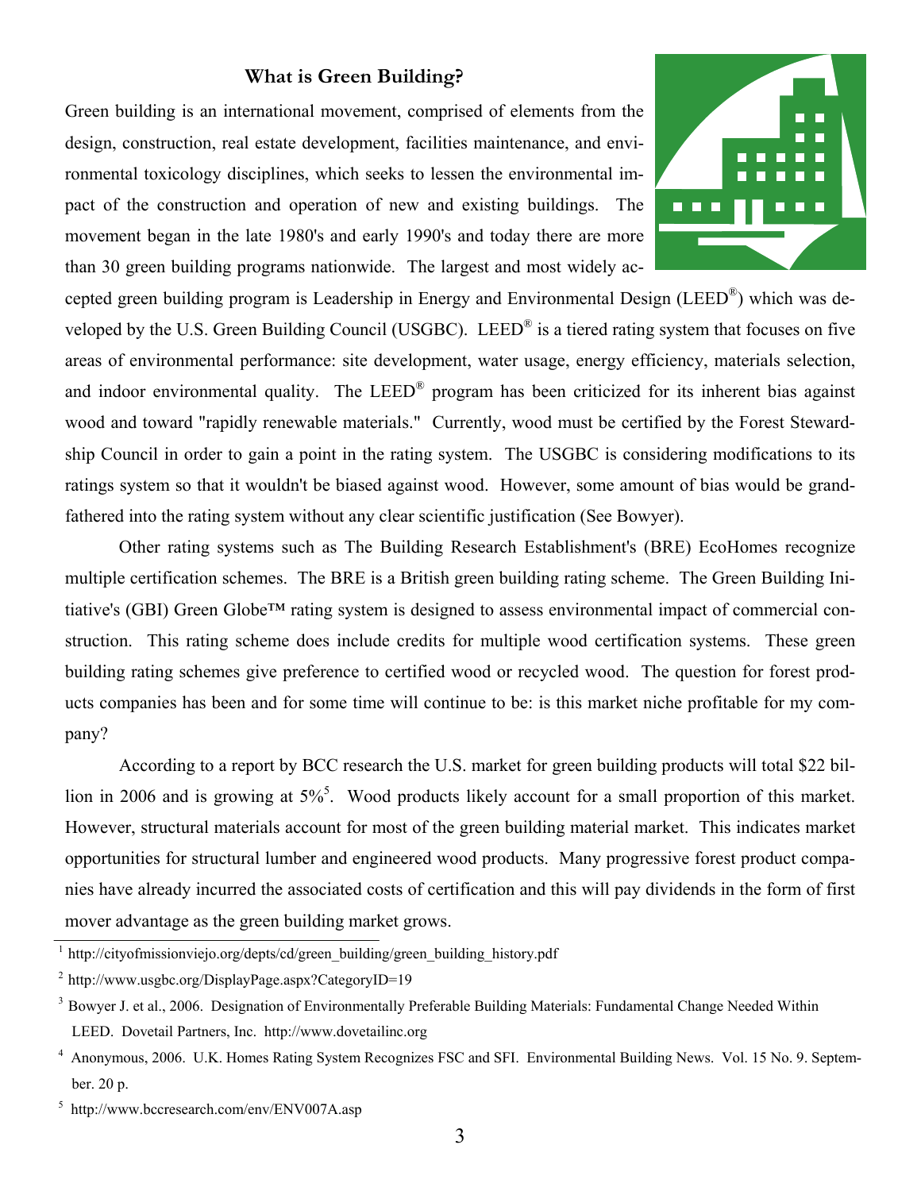### What is Green Building?

Green building is an international movement, comprised of elements from the design, construction, real estate development, facilities maintenance, and environmental toxicology disciplines, which seeks to lessen the environmental impact of the construction and operation of new and existing buildings. The movement began in the late 1980's and early 1990's and today there are more than 30 green building programs nationwide. The largest and most widely accepted green building program is Leadership in Energy and Environmental Design (LEED®) which was developed by the U.S. Green Building Council (USGBC). LEED® is a tiered rating system that focuses on five areas of environmental performance: site development, water usage, energy efficiency, materials selection, and indoor environmental quality. The LEED® program has been criticized for its inherent bias against wood and toward "rapidly renewable materials." Currently, wood must be certified by the Forest Stewardship Council in order to gain a point in the rating system. The USGBC is considering modifications to its ratings system so that it wouldn't be biased against wood. However, some amount of bias would be grandfathered into the rating system without any clear scientific justification (See Bowyer).

Other rating systems such as The Building Research Establishment's (BRE) EcoHomes recognize multiple certification schemes. The BRE is a British green building rating scheme. The Green Building Initiative's (GBI) Green Globe™ rating system is designed to assess environmental impact of commercial construction. This rating scheme does include credits for multiple wood certification systems. These green building rating schemes give preference to certified wood or recycled wood. The question for forest products companies has been and for some time will continue to be: is this market niche profitable for my company?

According to a report by BCC research the U.S. market for green building products will total $22 billion in 2006 and is growing at 5%[5]. Wood products likely account for a small proportion of this market. However, structural materials account for most of the green building material market. This indicates market opportunities for structural lumber and engineered wood products. Many progressive forest product companies have already incurred the associated costs of certification and this will pay dividends in the form of first mover advantage as the green building market grows.

---

[1] http://cityofmissionviejo.org/depts/cd/green_building/green_building_history.pdf

[2] http://www.usgbc.org/DisplayPage.aspx?CategoryID=19

[3] Bowyer J. et al., 2006. Designation of Environmentally Preferable Building Materials: Fundamental Change Needed Within LEED. Dovetail Partners, Inc. http://www.dovetailinc.org

[4] Anonymous, 2006. U.K. Homes Rating System Recognizes FSC and SFI. Environmental Building News. Vol. 15 No. 9. September. 20 p.

[5] http://www.bccresearch.com/env/ENV007A.asp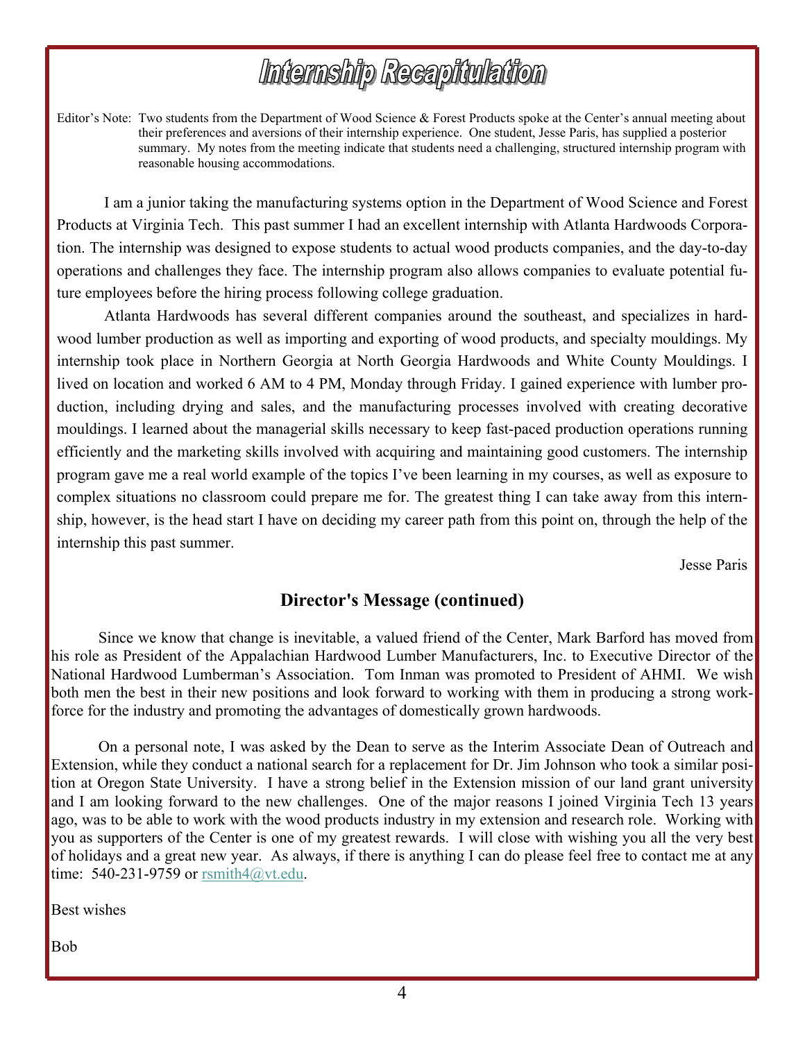# Internship Recapitulation

Editor's Note: Two students from the Department of Wood Science & Forest Products spoke at the Center's annual meeting about their preferences and aversions of their internship experience. One student, Jesse Paris, has supplied a posterior summary. My notes from the meeting indicate that students need a challenging, structured internship program with reasonable housing accommodations.

I am a junior taking the manufacturing systems option in the Department of Wood Science and Forest Products at Virginia Tech. This past summer I had an excellent internship with Atlanta Hardwoods Corporation. The internship was designed to expose students to actual wood products companies, and the day-to-day operations and challenges they face. The internship program also allows companies to evaluate potential future employees before the hiring process following college graduation.

Atlanta Hardwoods has several different companies around the southeast, and specializes in hardwood lumber production as well as importing and exporting of wood products, and specialty mouldings. My internship took place in Northern Georgia at North Georgia Hardwoods and White County Mouldings. I lived on location and worked 6 AM to 4 PM, Monday through Friday. I gained experience with lumber production, including drying and sales, and the manufacturing processes involved with creating decorative mouldings. I learned about the managerial skills necessary to keep fast-paced production operations running efficiently and the marketing skills involved with acquiring and maintaining good customers. The internship program gave me a real world example of the topics I've been learning in my courses, as well as exposure to complex situations no classroom could prepare me for. The greatest thing I can take away from this internship, however, is the head start I have on deciding my career path from this point on, through the help of the internship this past summer.

Jesse Paris

## Director's Message (continued)

Since we know that change is inevitable, a valued friend of the Center, Mark Barford has moved from his role as President of the Appalachian Hardwood Lumber Manufacturers, Inc. to Executive Director of the National Hardwood Lumberman's Association. Tom Inman was promoted to President of AHMI. We wish both men the best in their new positions and look forward to working with them in producing a strong workforce for the industry and promoting the advantages of domestically grown hardwoods.

On a personal note, I was asked by the Dean to serve as the Interim Associate Dean of Outreach and Extension, while they conduct a national search for a replacement for Dr. Jim Johnson who took a similar position at Oregon State University. I have a strong belief in the Extension mission of our land grant university and I am looking forward to the new challenges. One of the major reasons I joined Virginia Tech 13 years ago, was to be able to work with the wood products industry in my extension and research role. Working with you as supporters of the Center is one of my greatest rewards. I will close with wishing you all the very best of holidays and a great new year. As always, if there is anything I can do please feel free to contact me at any time: 540-231-9759 or rsmith4@vt.edu.

Best wishes

Bob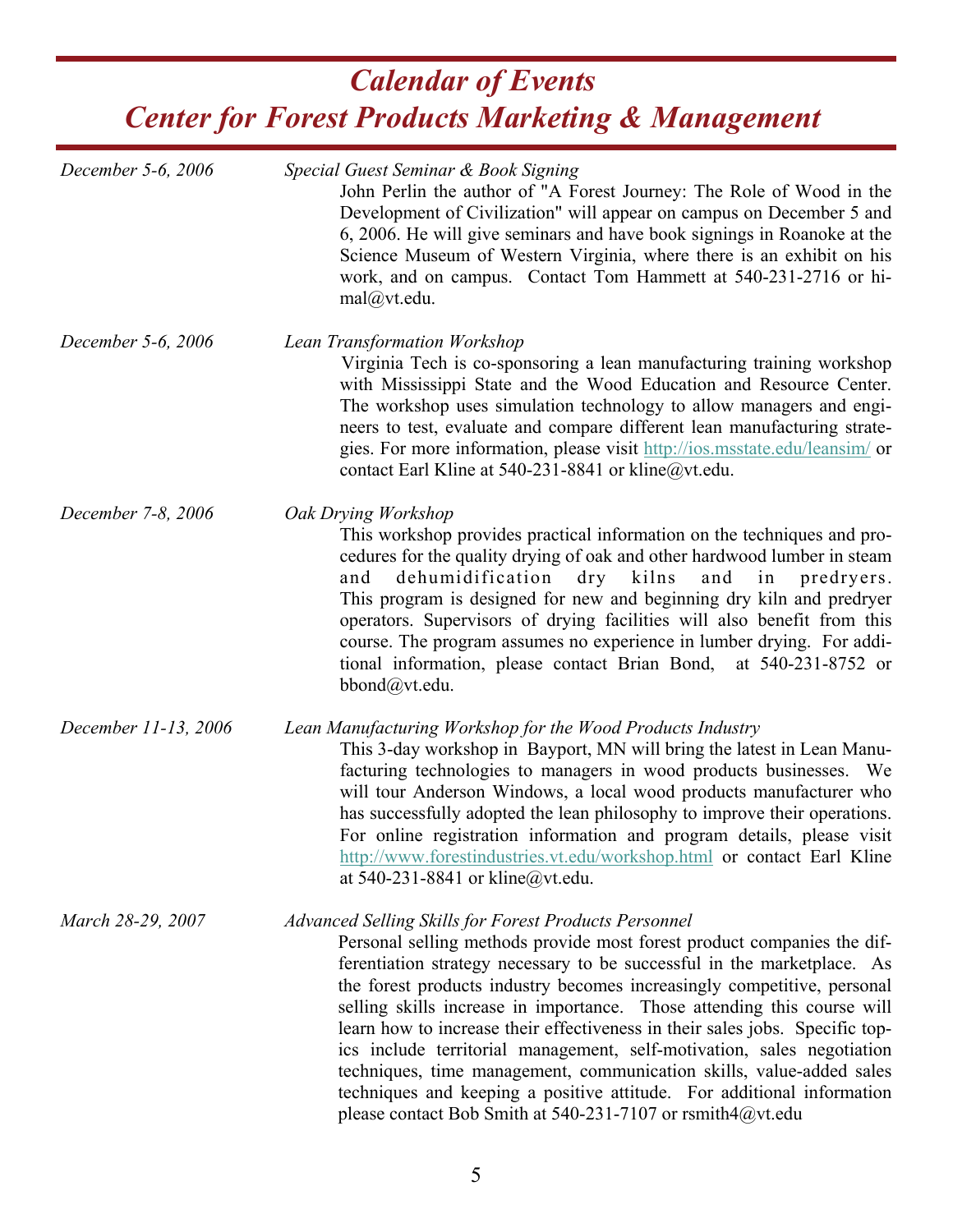# *Calendar of Events*
# *Center for Forest Products Marketing & Management*

*December 5-6, 2006*

*Special Guest Seminar & Book Signing*

John Perlin the author of "A Forest Journey: The Role of Wood in the Development of Civilization" will appear on campus on December 5 and 6, 2006. He will give seminars and have book signings in Roanoke at the Science Museum of Western Virginia, where there is an exhibit on his work, and on campus. Contact Tom Hammett at 540-231-2716 or himal@vt.edu.

*December 5-6, 2006*

*Lean Transformation Workshop*

Virginia Tech is co-sponsoring a lean manufacturing training workshop with Mississippi State and the Wood Education and Resource Center. The workshop uses simulation technology to allow managers and engineers to test, evaluate and compare different lean manufacturing strategies. For more information, please visit http://ios.msstate.edu/leansim/ or contact Earl Kline at 540-231-8841 or kline@vt.edu.

*December 7-8, 2006*

*Oak Drying Workshop*

This workshop provides practical information on the techniques and procedures for the quality drying of oak and other hardwood lumber in steam and dehumidification dry kilns and in predryers. This program is designed for new and beginning dry kiln and predryer operators. Supervisors of drying facilities will also benefit from this course. The program assumes no experience in lumber drying. For additional information, please contact Brian Bond, at 540-231-8752 or bbond@vt.edu.

*December 11-13, 2006*

*Lean Manufacturing Workshop for the Wood Products Industry*

This 3-day workshop in Bayport, MN will bring the latest in Lean Manufacturing technologies to managers in wood products businesses. We will tour Anderson Windows, a local wood products manufacturer who has successfully adopted the lean philosophy to improve their operations. For online registration information and program details, please visit http://www.forestindustries.vt.edu/workshop.html or contact Earl Kline at 540-231-8841 or kline@vt.edu.

*March 28-29, 2007*

*Advanced Selling Skills for Forest Products Personnel*

Personal selling methods provide most forest product companies the differentiation strategy necessary to be successful in the marketplace. As the forest products industry becomes increasingly competitive, personal selling skills increase in importance. Those attending this course will learn how to increase their effectiveness in their sales jobs. Specific topics include territorial management, self-motivation, sales negotiation techniques, time management, communication skills, value-added sales techniques and keeping a positive attitude. For additional information please contact Bob Smith at 540-231-7107 or rsmith4@vt.edu